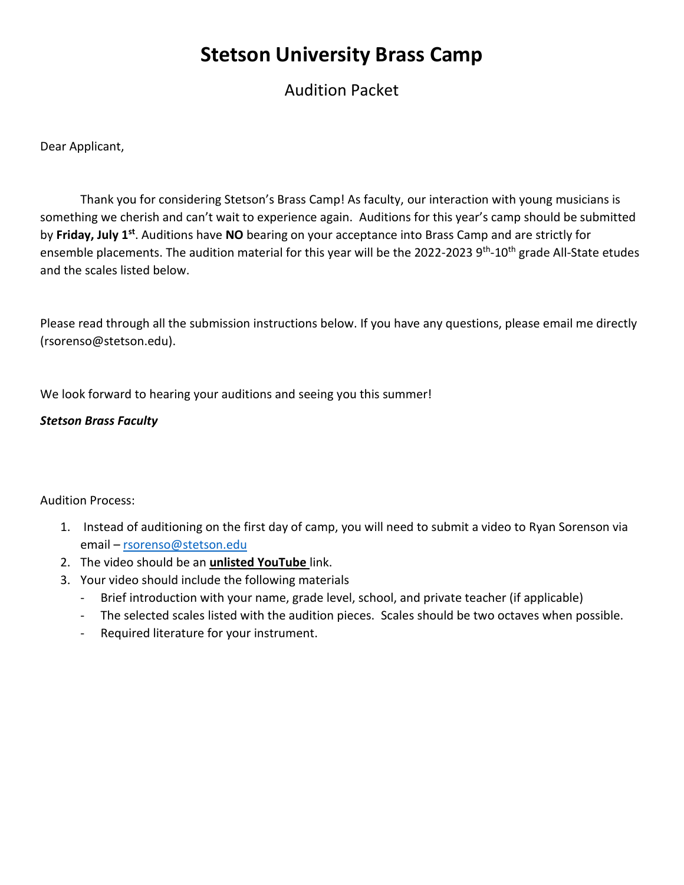# Stetson University Brass Camp

## Audition Packet

Dear Applicant,

Thank you for considering Stetson's Brass Camp! As faculty, our interaction with young musicians is something we cherish and can't wait to experience again. Auditions for this year's camp should be submitted by **Friday, July 1st**. Auditions have **NO** bearing on your acceptance into Brass Camp and are strictly for ensemble placements. The audition material for this year will be the 2022-2023 9th-10th grade All-State etudes and the scales listed below.

Please read through all the submission instructions below. If you have any questions, please email me directly (rsorenso@stetson.edu).

We look forward to hearing your auditions and seeing you this summer!

***Stetson Brass Faculty***

Audition Process:

1. Instead of auditioning on the first day of camp, you will need to submit a video to Ryan Sorenson via email – rsorenso@stetson.edu
2. The video should be an **unlisted YouTube** link.
3. Your video should include the following materials
   - Brief introduction with your name, grade level, school, and private teacher (if applicable)
   - The selected scales listed with the audition pieces. Scales should be two octaves when possible.
   - Required literature for your instrument.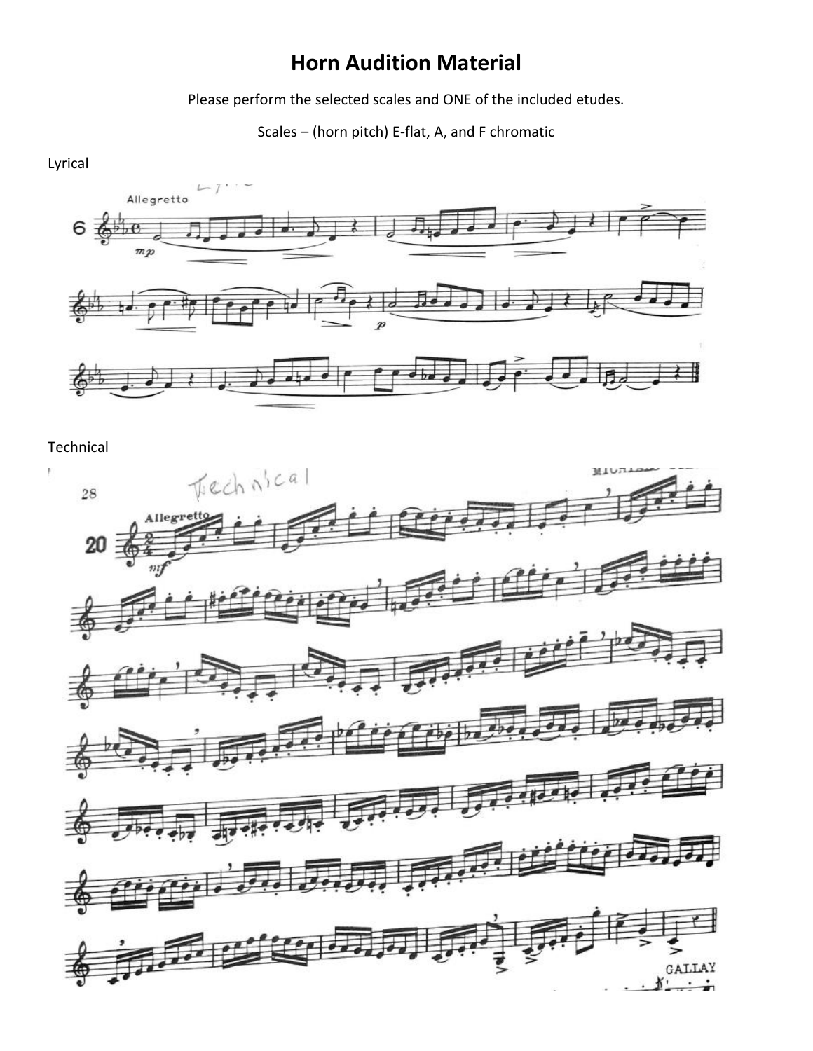# Horn Audition Material

Please perform the selected scales and ONE of the included etudes.

Scales – (horn pitch) E-flat, A, and F chromatic

Lyrical

Technical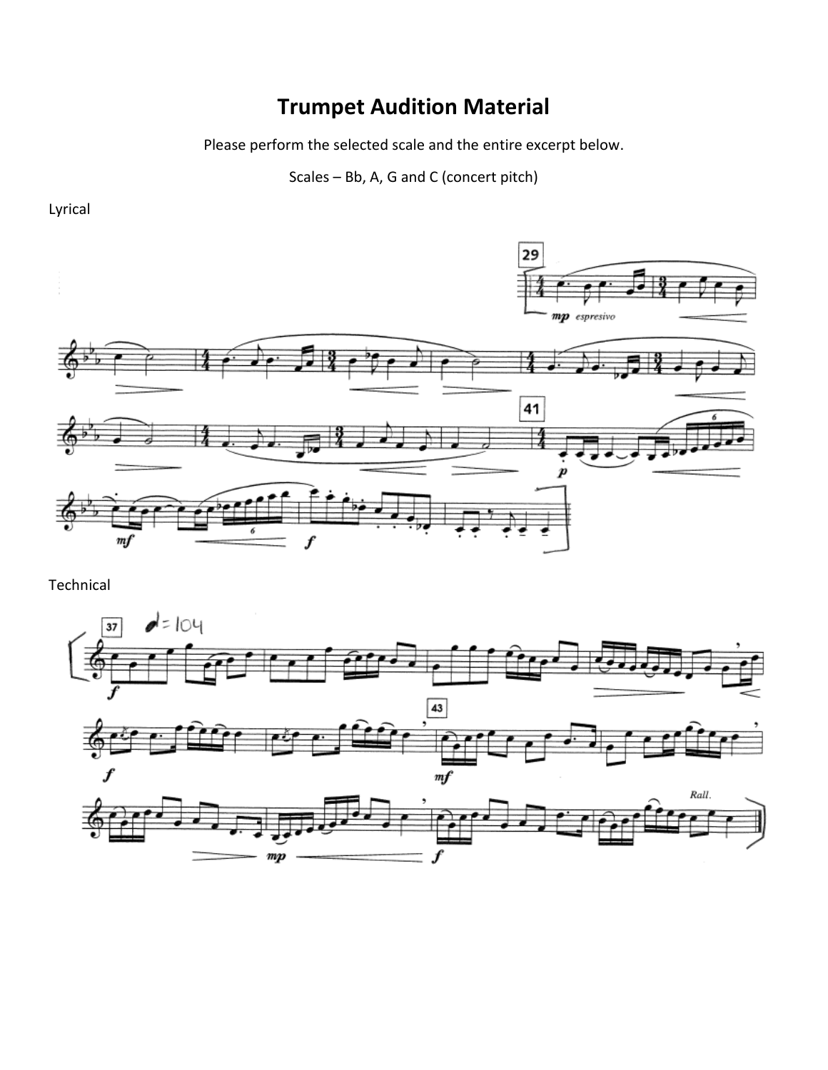# Trumpet Audition Material

Please perform the selected scale and the entire excerpt below.

Scales – Bb, A, G and C (concert pitch)

Lyrical

Technical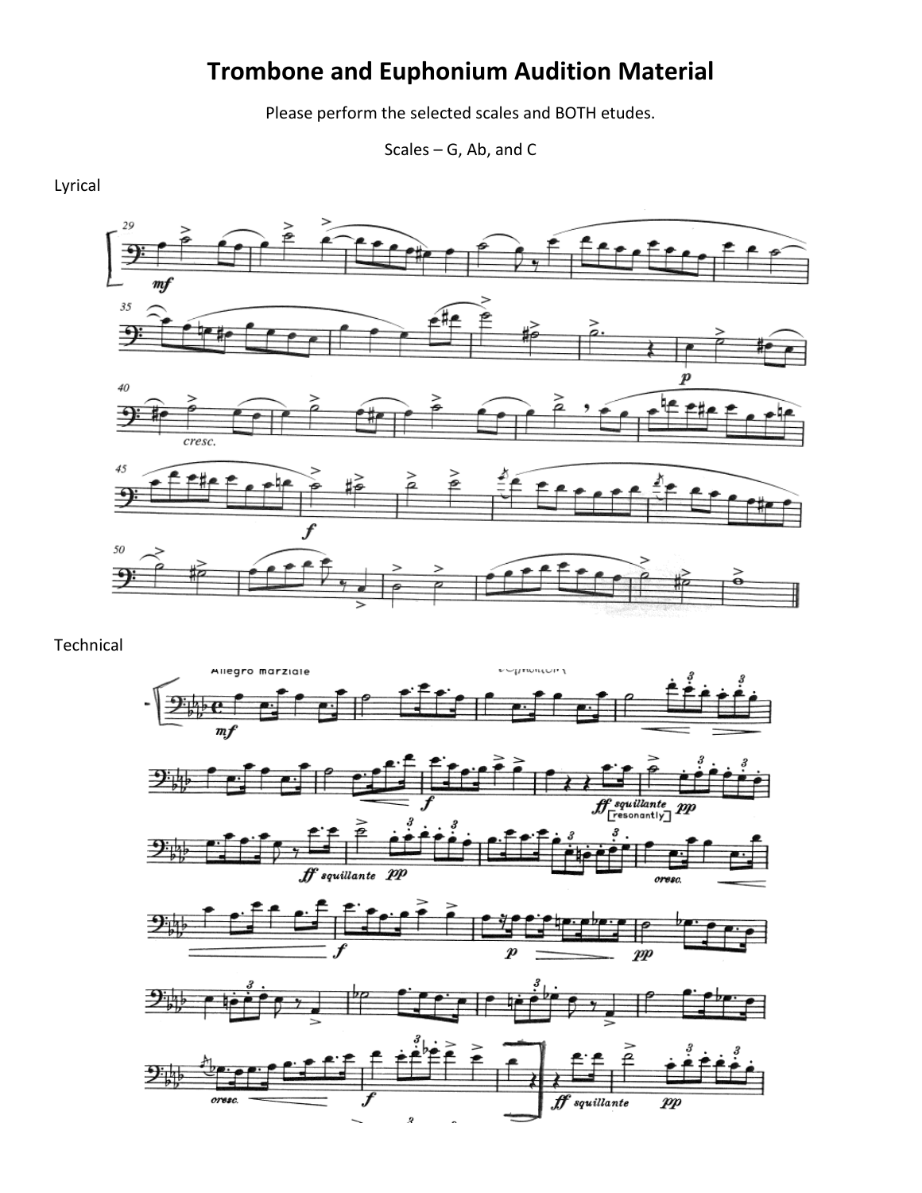# Trombone and Euphonium Audition Material

Please perform the selected scales and BOTH etudes.

Scales – G, Ab, and C

Lyrical

Technical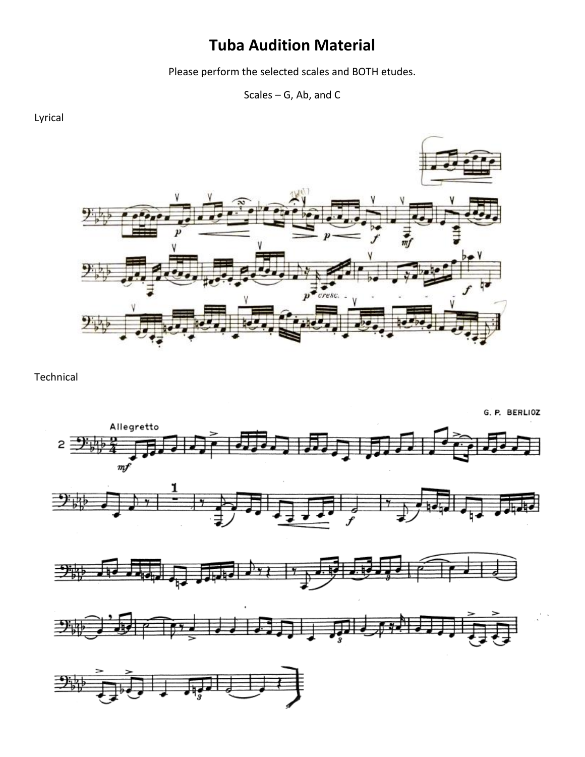# Tuba Audition Material

Please perform the selected scales and BOTH etudes.

Scales – G, Ab, and C

Lyrical

Technical